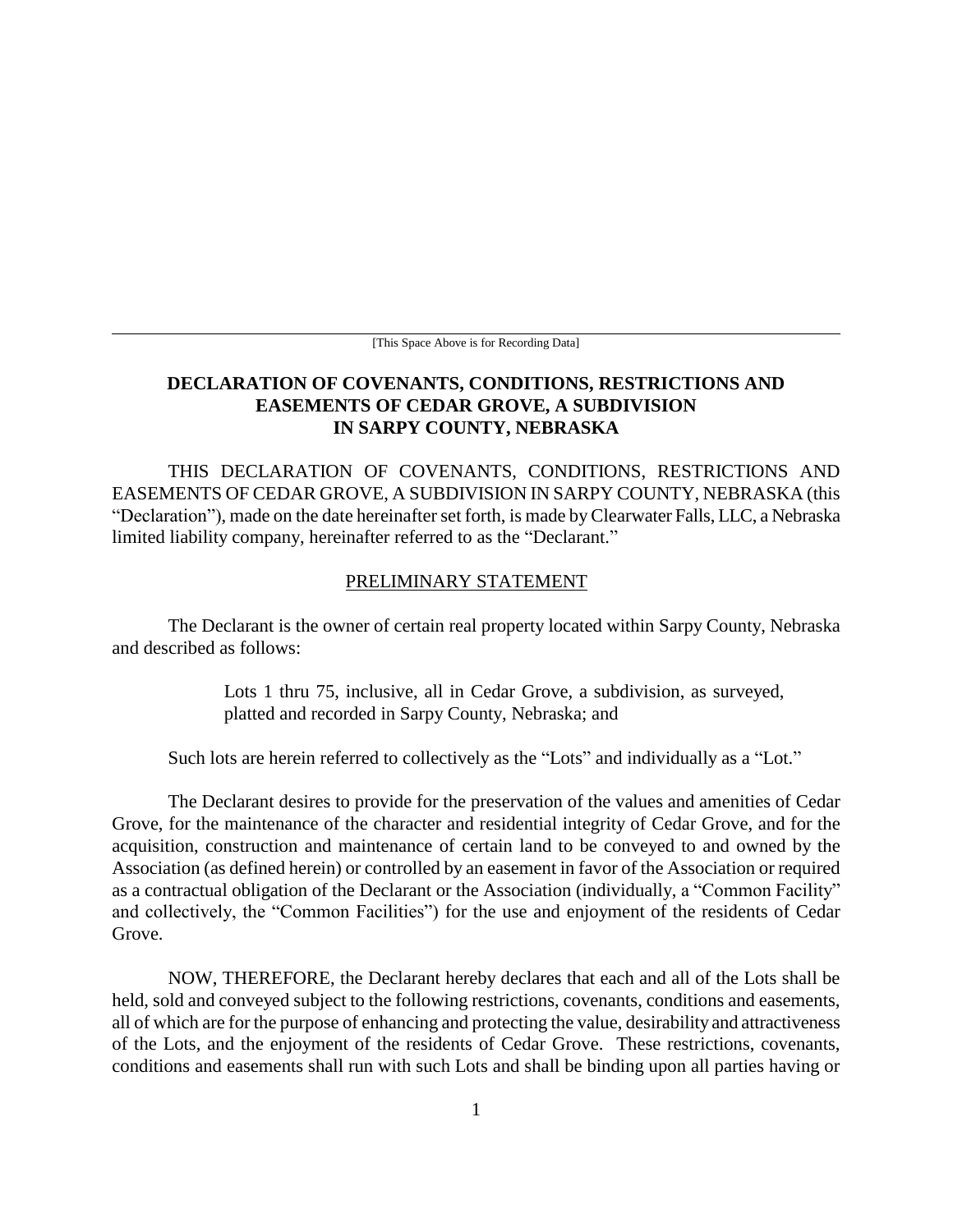[This Space Above is for Recording Data]

# DECLARATION OF COVENANTS, CONDITIONS, RESTRICTIONS AND EASEMENTS OF CEDAR GROVE, A SUBDIVISION IN SARPY COUNTY, NEBRASKA

THIS DECLARATION OF COVENANTS, CONDITIONS, RESTRICTIONS AND EASEMENTS OF CEDAR GROVE, A SUBDIVISION IN SARPY COUNTY, NEBRASKA (this "Declaration"), made on the date hereinafter set forth, is made by Clearwater Falls, LLC, a Nebraska limited liability company, hereinafter referred to as the "Declarant."

## PRELIMINARY STATEMENT

The Declarant is the owner of certain real property located within Sarpy County, Nebraska and described as follows:

> Lots 1 thru 75, inclusive, all in Cedar Grove, a subdivision, as surveyed, platted and recorded in Sarpy County, Nebraska; and

Such lots are herein referred to collectively as the "Lots" and individually as a "Lot."

The Declarant desires to provide for the preservation of the values and amenities of Cedar Grove, for the maintenance of the character and residential integrity of Cedar Grove, and for the acquisition, construction and maintenance of certain land to be conveyed to and owned by the Association (as defined herein) or controlled by an easement in favor of the Association or required as a contractual obligation of the Declarant or the Association (individually, a "Common Facility" and collectively, the "Common Facilities") for the use and enjoyment of the residents of Cedar Grove.

NOW, THEREFORE, the Declarant hereby declares that each and all of the Lots shall be held, sold and conveyed subject to the following restrictions, covenants, conditions and easements, all of which are for the purpose of enhancing and protecting the value, desirability and attractiveness of the Lots, and the enjoyment of the residents of Cedar Grove. These restrictions, covenants, conditions and easements shall run with such Lots and shall be binding upon all parties having or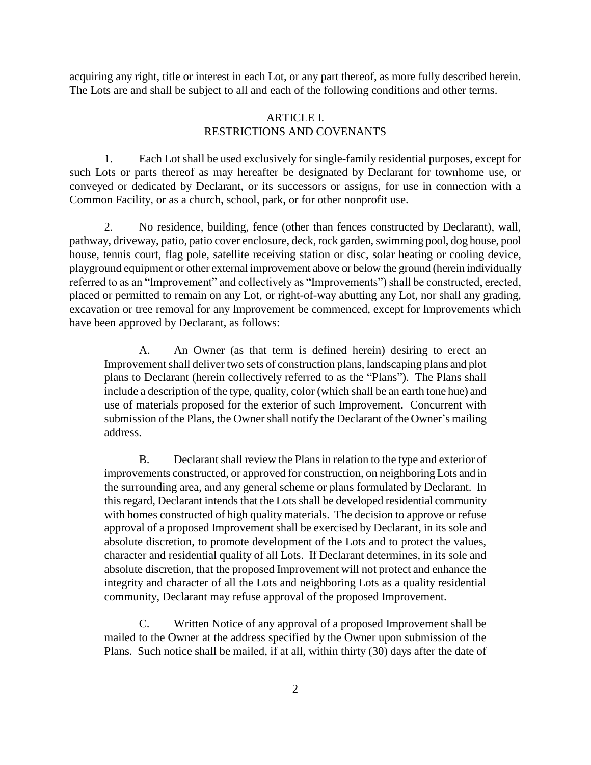acquiring any right, title or interest in each Lot, or any part thereof, as more fully described herein. The Lots are and shall be subject to all and each of the following conditions and other terms.

## ARTICLE I.
## RESTRICTIONS AND COVENANTS

1. Each Lot shall be used exclusively for single-family residential purposes, except for such Lots or parts thereof as may hereafter be designated by Declarant for townhome use, or conveyed or dedicated by Declarant, or its successors or assigns, for use in connection with a Common Facility, or as a church, school, park, or for other nonprofit use.

2. No residence, building, fence (other than fences constructed by Declarant), wall, pathway, driveway, patio, patio cover enclosure, deck, rock garden, swimming pool, dog house, pool house, tennis court, flag pole, satellite receiving station or disc, solar heating or cooling device, playground equipment or other external improvement above or below the ground (herein individually referred to as an "Improvement" and collectively as "Improvements") shall be constructed, erected, placed or permitted to remain on any Lot, or right-of-way abutting any Lot, nor shall any grading, excavation or tree removal for any Improvement be commenced, except for Improvements which have been approved by Declarant, as follows:

A. An Owner (as that term is defined herein) desiring to erect an Improvement shall deliver two sets of construction plans, landscaping plans and plot plans to Declarant (herein collectively referred to as the "Plans"). The Plans shall include a description of the type, quality, color (which shall be an earth tone hue) and use of materials proposed for the exterior of such Improvement. Concurrent with submission of the Plans, the Owner shall notify the Declarant of the Owner's mailing address.

B. Declarant shall review the Plans in relation to the type and exterior of improvements constructed, or approved for construction, on neighboring Lots and in the surrounding area, and any general scheme or plans formulated by Declarant. In this regard, Declarant intends that the Lots shall be developed residential community with homes constructed of high quality materials. The decision to approve or refuse approval of a proposed Improvement shall be exercised by Declarant, in its sole and absolute discretion, to promote development of the Lots and to protect the values, character and residential quality of all Lots. If Declarant determines, in its sole and absolute discretion, that the proposed Improvement will not protect and enhance the integrity and character of all the Lots and neighboring Lots as a quality residential community, Declarant may refuse approval of the proposed Improvement.

C. Written Notice of any approval of a proposed Improvement shall be mailed to the Owner at the address specified by the Owner upon submission of the Plans. Such notice shall be mailed, if at all, within thirty (30) days after the date of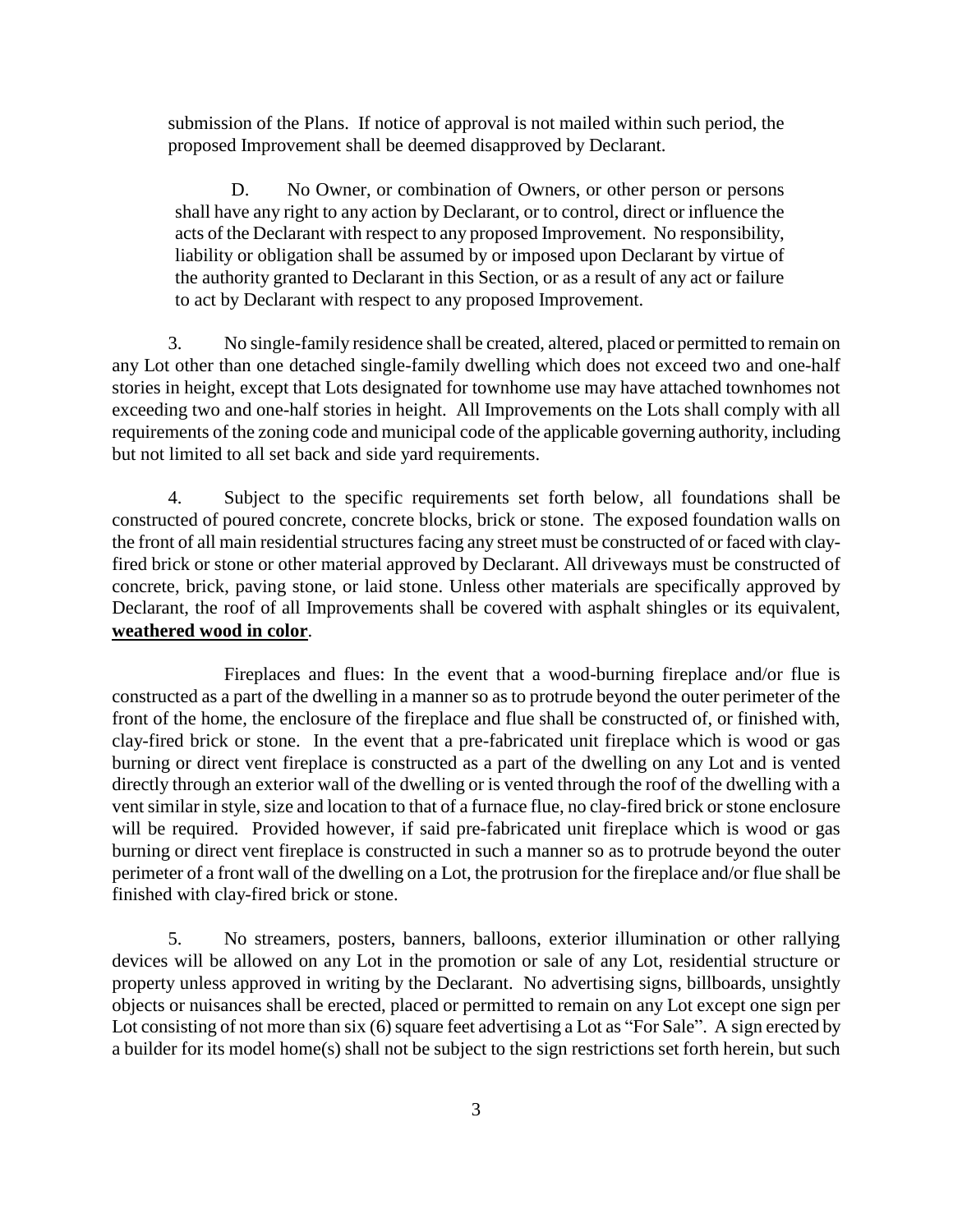submission of the Plans. If notice of approval is not mailed within such period, the proposed Improvement shall be deemed disapproved by Declarant.

D. No Owner, or combination of Owners, or other person or persons shall have any right to any action by Declarant, or to control, direct or influence the acts of the Declarant with respect to any proposed Improvement. No responsibility, liability or obligation shall be assumed by or imposed upon Declarant by virtue of the authority granted to Declarant in this Section, or as a result of any act or failure to act by Declarant with respect to any proposed Improvement.

3. No single-family residence shall be created, altered, placed or permitted to remain on any Lot other than one detached single-family dwelling which does not exceed two and one-half stories in height, except that Lots designated for townhome use may have attached townhomes not exceeding two and one-half stories in height. All Improvements on the Lots shall comply with all requirements of the zoning code and municipal code of the applicable governing authority, including but not limited to all set back and side yard requirements.

4. Subject to the specific requirements set forth below, all foundations shall be constructed of poured concrete, concrete blocks, brick or stone. The exposed foundation walls on the front of all main residential structures facing any street must be constructed of or faced with clay-fired brick or stone or other material approved by Declarant. All driveways must be constructed of concrete, brick, paving stone, or laid stone. Unless other materials are specifically approved by Declarant, the roof of all Improvements shall be covered with asphalt shingles or its equivalent, **weathered wood in color**.

Fireplaces and flues: In the event that a wood-burning fireplace and/or flue is constructed as a part of the dwelling in a manner so as to protrude beyond the outer perimeter of the front of the home, the enclosure of the fireplace and flue shall be constructed of, or finished with, clay-fired brick or stone. In the event that a pre-fabricated unit fireplace which is wood or gas burning or direct vent fireplace is constructed as a part of the dwelling on any Lot and is vented directly through an exterior wall of the dwelling or is vented through the roof of the dwelling with a vent similar in style, size and location to that of a furnace flue, no clay-fired brick or stone enclosure will be required. Provided however, if said pre-fabricated unit fireplace which is wood or gas burning or direct vent fireplace is constructed in such a manner so as to protrude beyond the outer perimeter of a front wall of the dwelling on a Lot, the protrusion for the fireplace and/or flue shall be finished with clay-fired brick or stone.

5. No streamers, posters, banners, balloons, exterior illumination or other rallying devices will be allowed on any Lot in the promotion or sale of any Lot, residential structure or property unless approved in writing by the Declarant. No advertising signs, billboards, unsightly objects or nuisances shall be erected, placed or permitted to remain on any Lot except one sign per Lot consisting of not more than six (6) square feet advertising a Lot as "For Sale". A sign erected by a builder for its model home(s) shall not be subject to the sign restrictions set forth herein, but such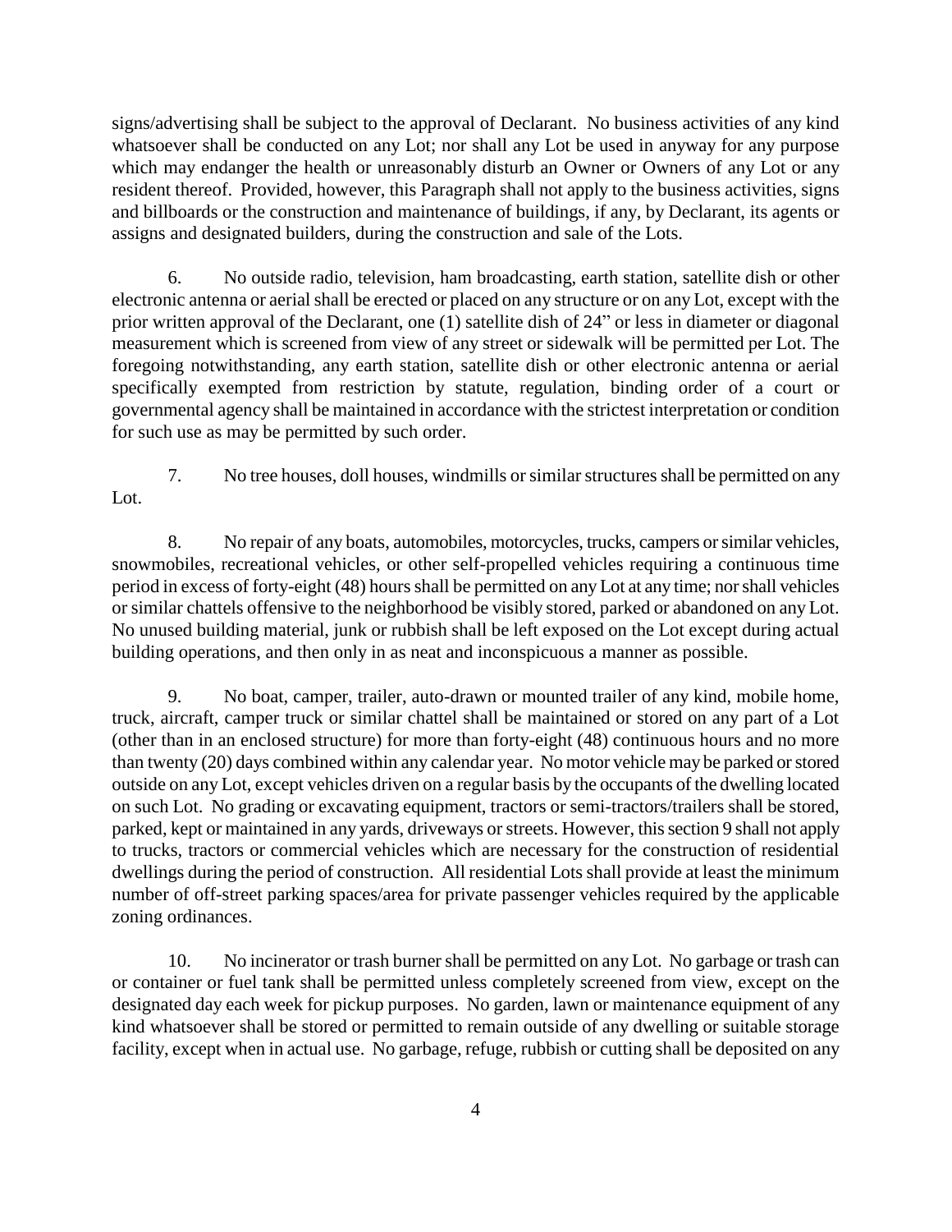signs/advertising shall be subject to the approval of Declarant. No business activities of any kind whatsoever shall be conducted on any Lot; nor shall any Lot be used in anyway for any purpose which may endanger the health or unreasonably disturb an Owner or Owners of any Lot or any resident thereof. Provided, however, this Paragraph shall not apply to the business activities, signs and billboards or the construction and maintenance of buildings, if any, by Declarant, its agents or assigns and designated builders, during the construction and sale of the Lots.

6. No outside radio, television, ham broadcasting, earth station, satellite dish or other electronic antenna or aerial shall be erected or placed on any structure or on any Lot, except with the prior written approval of the Declarant, one (1) satellite dish of 24" or less in diameter or diagonal measurement which is screened from view of any street or sidewalk will be permitted per Lot. The foregoing notwithstanding, any earth station, satellite dish or other electronic antenna or aerial specifically exempted from restriction by statute, regulation, binding order of a court or governmental agency shall be maintained in accordance with the strictest interpretation or condition for such use as may be permitted by such order.

7. No tree houses, doll houses, windmills or similar structures shall be permitted on any Lot.

8. No repair of any boats, automobiles, motorcycles, trucks, campers or similar vehicles, snowmobiles, recreational vehicles, or other self-propelled vehicles requiring a continuous time period in excess of forty-eight (48) hours shall be permitted on any Lot at any time; nor shall vehicles or similar chattels offensive to the neighborhood be visibly stored, parked or abandoned on any Lot. No unused building material, junk or rubbish shall be left exposed on the Lot except during actual building operations, and then only in as neat and inconspicuous a manner as possible.

9. No boat, camper, trailer, auto-drawn or mounted trailer of any kind, mobile home, truck, aircraft, camper truck or similar chattel shall be maintained or stored on any part of a Lot (other than in an enclosed structure) for more than forty-eight (48) continuous hours and no more than twenty (20) days combined within any calendar year. No motor vehicle may be parked or stored outside on any Lot, except vehicles driven on a regular basis by the occupants of the dwelling located on such Lot. No grading or excavating equipment, tractors or semi-tractors/trailers shall be stored, parked, kept or maintained in any yards, driveways or streets. However, this section 9 shall not apply to trucks, tractors or commercial vehicles which are necessary for the construction of residential dwellings during the period of construction. All residential Lots shall provide at least the minimum number of off-street parking spaces/area for private passenger vehicles required by the applicable zoning ordinances.

10. No incinerator or trash burner shall be permitted on any Lot. No garbage or trash can or container or fuel tank shall be permitted unless completely screened from view, except on the designated day each week for pickup purposes. No garden, lawn or maintenance equipment of any kind whatsoever shall be stored or permitted to remain outside of any dwelling or suitable storage facility, except when in actual use. No garbage, refuge, rubbish or cutting shall be deposited on any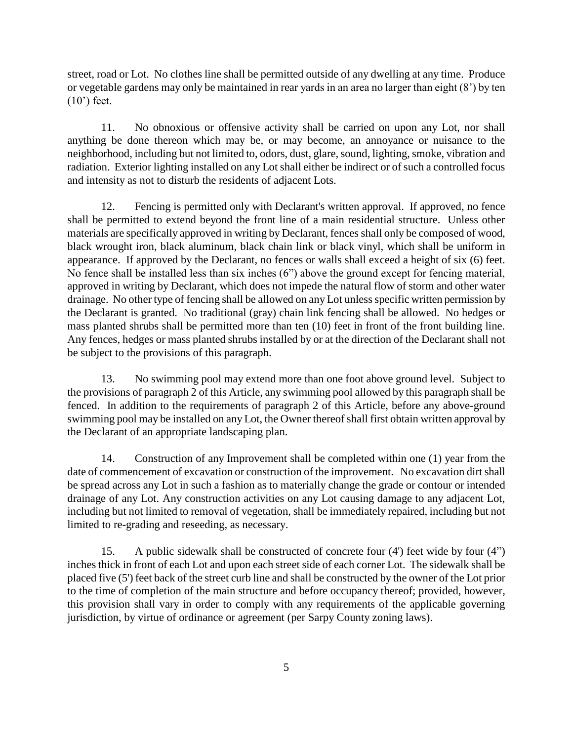street, road or Lot. No clothes line shall be permitted outside of any dwelling at any time. Produce or vegetable gardens may only be maintained in rear yards in an area no larger than eight (8') by ten (10') feet.

11. No obnoxious or offensive activity shall be carried on upon any Lot, nor shall anything be done thereon which may be, or may become, an annoyance or nuisance to the neighborhood, including but not limited to, odors, dust, glare, sound, lighting, smoke, vibration and radiation. Exterior lighting installed on any Lot shall either be indirect or of such a controlled focus and intensity as not to disturb the residents of adjacent Lots.

12. Fencing is permitted only with Declarant's written approval. If approved, no fence shall be permitted to extend beyond the front line of a main residential structure. Unless other materials are specifically approved in writing by Declarant, fences shall only be composed of wood, black wrought iron, black aluminum, black chain link or black vinyl, which shall be uniform in appearance. If approved by the Declarant, no fences or walls shall exceed a height of six (6) feet. No fence shall be installed less than six inches (6") above the ground except for fencing material, approved in writing by Declarant, which does not impede the natural flow of storm and other water drainage. No other type of fencing shall be allowed on any Lot unless specific written permission by the Declarant is granted. No traditional (gray) chain link fencing shall be allowed. No hedges or mass planted shrubs shall be permitted more than ten (10) feet in front of the front building line. Any fences, hedges or mass planted shrubs installed by or at the direction of the Declarant shall not be subject to the provisions of this paragraph.

13. No swimming pool may extend more than one foot above ground level. Subject to the provisions of paragraph 2 of this Article, any swimming pool allowed by this paragraph shall be fenced. In addition to the requirements of paragraph 2 of this Article, before any above-ground swimming pool may be installed on any Lot, the Owner thereof shall first obtain written approval by the Declarant of an appropriate landscaping plan.

14. Construction of any Improvement shall be completed within one (1) year from the date of commencement of excavation or construction of the improvement. No excavation dirt shall be spread across any Lot in such a fashion as to materially change the grade or contour or intended drainage of any Lot. Any construction activities on any Lot causing damage to any adjacent Lot, including but not limited to removal of vegetation, shall be immediately repaired, including but not limited to re-grading and reseeding, as necessary.

15. A public sidewalk shall be constructed of concrete four (4') feet wide by four (4") inches thick in front of each Lot and upon each street side of each corner Lot. The sidewalk shall be placed five (5') feet back of the street curb line and shall be constructed by the owner of the Lot prior to the time of completion of the main structure and before occupancy thereof; provided, however, this provision shall vary in order to comply with any requirements of the applicable governing jurisdiction, by virtue of ordinance or agreement (per Sarpy County zoning laws).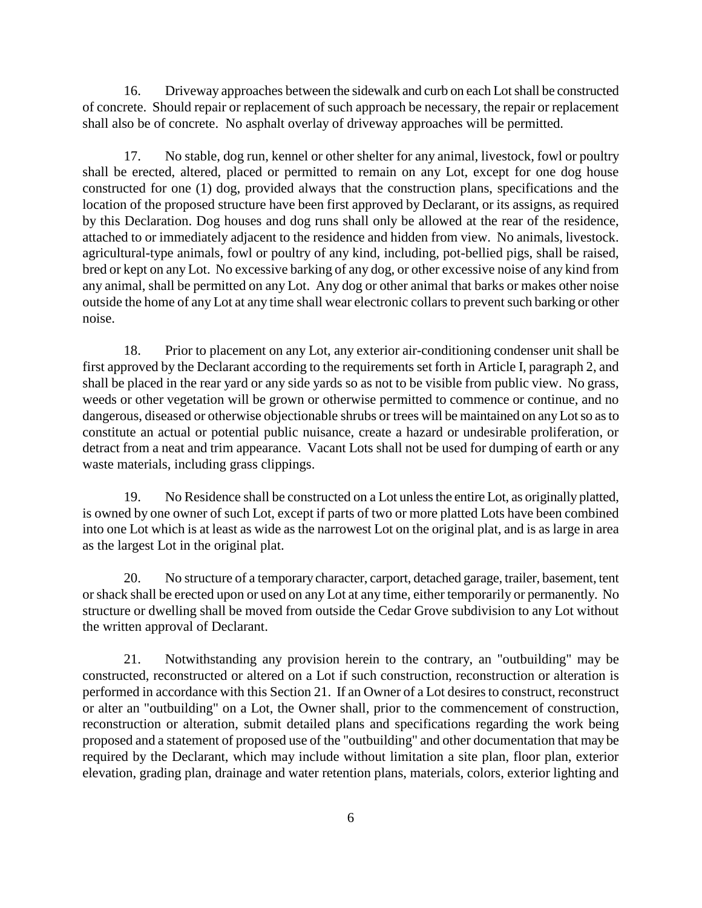16. Driveway approaches between the sidewalk and curb on each Lot shall be constructed of concrete. Should repair or replacement of such approach be necessary, the repair or replacement shall also be of concrete. No asphalt overlay of driveway approaches will be permitted.

17. No stable, dog run, kennel or other shelter for any animal, livestock, fowl or poultry shall be erected, altered, placed or permitted to remain on any Lot, except for one dog house constructed for one (1) dog, provided always that the construction plans, specifications and the location of the proposed structure have been first approved by Declarant, or its assigns, as required by this Declaration. Dog houses and dog runs shall only be allowed at the rear of the residence, attached to or immediately adjacent to the residence and hidden from view. No animals, livestock. agricultural-type animals, fowl or poultry of any kind, including, pot-bellied pigs, shall be raised, bred or kept on any Lot. No excessive barking of any dog, or other excessive noise of any kind from any animal, shall be permitted on any Lot. Any dog or other animal that barks or makes other noise outside the home of any Lot at any time shall wear electronic collars to prevent such barking or other noise.

18. Prior to placement on any Lot, any exterior air-conditioning condenser unit shall be first approved by the Declarant according to the requirements set forth in Article I, paragraph 2, and shall be placed in the rear yard or any side yards so as not to be visible from public view. No grass, weeds or other vegetation will be grown or otherwise permitted to commence or continue, and no dangerous, diseased or otherwise objectionable shrubs or trees will be maintained on any Lot so as to constitute an actual or potential public nuisance, create a hazard or undesirable proliferation, or detract from a neat and trim appearance. Vacant Lots shall not be used for dumping of earth or any waste materials, including grass clippings.

19. No Residence shall be constructed on a Lot unless the entire Lot, as originally platted, is owned by one owner of such Lot, except if parts of two or more platted Lots have been combined into one Lot which is at least as wide as the narrowest Lot on the original plat, and is as large in area as the largest Lot in the original plat.

20. No structure of a temporary character, carport, detached garage, trailer, basement, tent or shack shall be erected upon or used on any Lot at any time, either temporarily or permanently. No structure or dwelling shall be moved from outside the Cedar Grove subdivision to any Lot without the written approval of Declarant.

21. Notwithstanding any provision herein to the contrary, an "outbuilding" may be constructed, reconstructed or altered on a Lot if such construction, reconstruction or alteration is performed in accordance with this Section 21. If an Owner of a Lot desires to construct, reconstruct or alter an "outbuilding" on a Lot, the Owner shall, prior to the commencement of construction, reconstruction or alteration, submit detailed plans and specifications regarding the work being proposed and a statement of proposed use of the "outbuilding" and other documentation that may be required by the Declarant, which may include without limitation a site plan, floor plan, exterior elevation, grading plan, drainage and water retention plans, materials, colors, exterior lighting and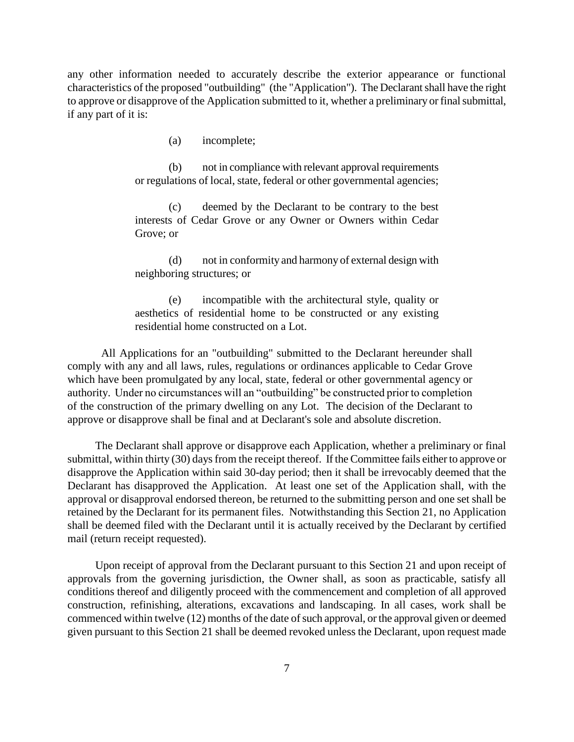any other information needed to accurately describe the exterior appearance or functional characteristics of the proposed "outbuilding" (the "Application"). The Declarant shall have the right to approve or disapprove of the Application submitted to it, whether a preliminary or final submittal, if any part of it is:

> (a) incomplete;
>
> (b) not in compliance with relevant approval requirements or regulations of local, state, federal or other governmental agencies;
>
> (c) deemed by the Declarant to be contrary to the best interests of Cedar Grove or any Owner or Owners within Cedar Grove; or
>
> (d) not in conformity and harmony of external design with neighboring structures; or
>
> (e) incompatible with the architectural style, quality or aesthetics of residential home to be constructed or any existing residential home constructed on a Lot.

All Applications for an "outbuilding" submitted to the Declarant hereunder shall comply with any and all laws, rules, regulations or ordinances applicable to Cedar Grove which have been promulgated by any local, state, federal or other governmental agency or authority. Under no circumstances will an "outbuilding" be constructed prior to completion of the construction of the primary dwelling on any Lot. The decision of the Declarant to approve or disapprove shall be final and at Declarant's sole and absolute discretion.

The Declarant shall approve or disapprove each Application, whether a preliminary or final submittal, within thirty (30) days from the receipt thereof. If the Committee fails either to approve or disapprove the Application within said 30-day period; then it shall be irrevocably deemed that the Declarant has disapproved the Application. At least one set of the Application shall, with the approval or disapproval endorsed thereon, be returned to the submitting person and one set shall be retained by the Declarant for its permanent files. Notwithstanding this Section 21, no Application shall be deemed filed with the Declarant until it is actually received by the Declarant by certified mail (return receipt requested).

Upon receipt of approval from the Declarant pursuant to this Section 21 and upon receipt of approvals from the governing jurisdiction, the Owner shall, as soon as practicable, satisfy all conditions thereof and diligently proceed with the commencement and completion of all approved construction, refinishing, alterations, excavations and landscaping. In all cases, work shall be commenced within twelve (12) months of the date of such approval, or the approval given or deemed given pursuant to this Section 21 shall be deemed revoked unless the Declarant, upon request made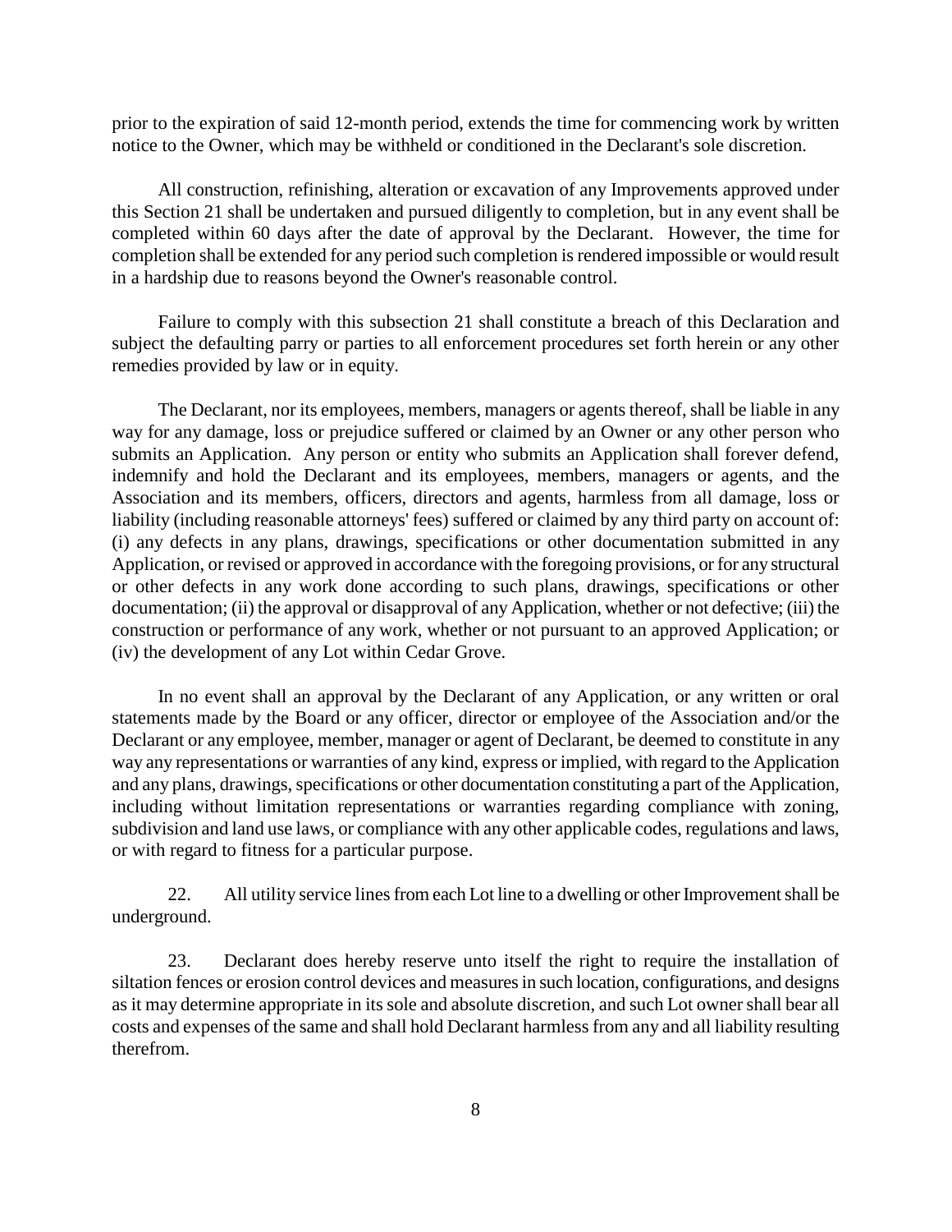prior to the expiration of said 12-month period, extends the time for commencing work by written notice to the Owner, which may be withheld or conditioned in the Declarant's sole discretion.

All construction, refinishing, alteration or excavation of any Improvements approved under this Section 21 shall be undertaken and pursued diligently to completion, but in any event shall be completed within 60 days after the date of approval by the Declarant. However, the time for completion shall be extended for any period such completion is rendered impossible or would result in a hardship due to reasons beyond the Owner's reasonable control.

Failure to comply with this subsection 21 shall constitute a breach of this Declaration and subject the defaulting parry or parties to all enforcement procedures set forth herein or any other remedies provided by law or in equity.

The Declarant, nor its employees, members, managers or agents thereof, shall be liable in any way for any damage, loss or prejudice suffered or claimed by an Owner or any other person who submits an Application. Any person or entity who submits an Application shall forever defend, indemnify and hold the Declarant and its employees, members, managers or agents, and the Association and its members, officers, directors and agents, harmless from all damage, loss or liability (including reasonable attorneys' fees) suffered or claimed by any third party on account of: (i) any defects in any plans, drawings, specifications or other documentation submitted in any Application, or revised or approved in accordance with the foregoing provisions, or for any structural or other defects in any work done according to such plans, drawings, specifications or other documentation; (ii) the approval or disapproval of any Application, whether or not defective; (iii) the construction or performance of any work, whether or not pursuant to an approved Application; or (iv) the development of any Lot within Cedar Grove.

In no event shall an approval by the Declarant of any Application, or any written or oral statements made by the Board or any officer, director or employee of the Association and/or the Declarant or any employee, member, manager or agent of Declarant, be deemed to constitute in any way any representations or warranties of any kind, express or implied, with regard to the Application and any plans, drawings, specifications or other documentation constituting a part of the Application, including without limitation representations or warranties regarding compliance with zoning, subdivision and land use laws, or compliance with any other applicable codes, regulations and laws, or with regard to fitness for a particular purpose.

22. All utility service lines from each Lot line to a dwelling or other Improvement shall be underground.

23. Declarant does hereby reserve unto itself the right to require the installation of siltation fences or erosion control devices and measures in such location, configurations, and designs as it may determine appropriate in its sole and absolute discretion, and such Lot owner shall bear all costs and expenses of the same and shall hold Declarant harmless from any and all liability resulting therefrom.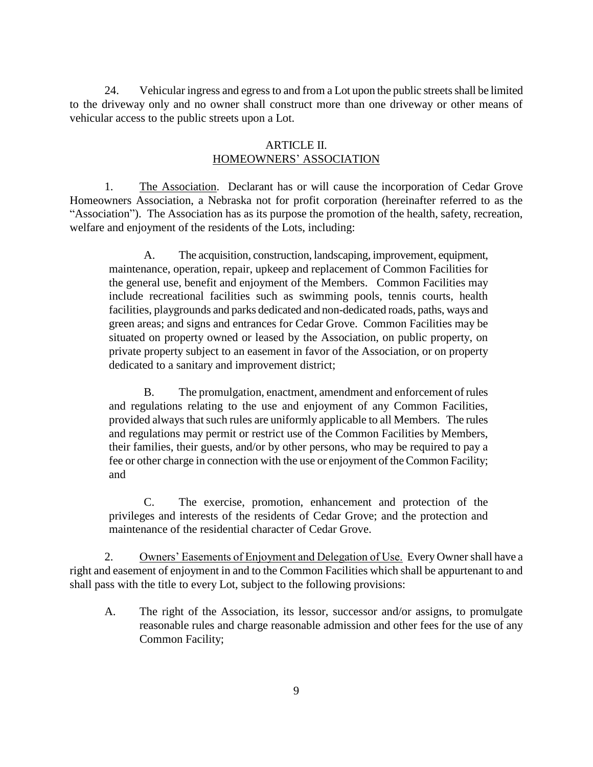24. Vehicular ingress and egress to and from a Lot upon the public streets shall be limited to the driveway only and no owner shall construct more than one driveway or other means of vehicular access to the public streets upon a Lot.

## ARTICLE II.
## HOMEOWNERS' ASSOCIATION

1. The Association. Declarant has or will cause the incorporation of Cedar Grove Homeowners Association, a Nebraska not for profit corporation (hereinafter referred to as the "Association"). The Association has as its purpose the promotion of the health, safety, recreation, welfare and enjoyment of the residents of the Lots, including:

A. The acquisition, construction, landscaping, improvement, equipment, maintenance, operation, repair, upkeep and replacement of Common Facilities for the general use, benefit and enjoyment of the Members. Common Facilities may include recreational facilities such as swimming pools, tennis courts, health facilities, playgrounds and parks dedicated and non-dedicated roads, paths, ways and green areas; and signs and entrances for Cedar Grove. Common Facilities may be situated on property owned or leased by the Association, on public property, on private property subject to an easement in favor of the Association, or on property dedicated to a sanitary and improvement district;

B. The promulgation, enactment, amendment and enforcement of rules and regulations relating to the use and enjoyment of any Common Facilities, provided always that such rules are uniformly applicable to all Members. The rules and regulations may permit or restrict use of the Common Facilities by Members, their families, their guests, and/or by other persons, who may be required to pay a fee or other charge in connection with the use or enjoyment of the Common Facility; and

C. The exercise, promotion, enhancement and protection of the privileges and interests of the residents of Cedar Grove; and the protection and maintenance of the residential character of Cedar Grove.

2. Owners' Easements of Enjoyment and Delegation of Use. Every Owner shall have a right and easement of enjoyment in and to the Common Facilities which shall be appurtenant to and shall pass with the title to every Lot, subject to the following provisions:

A. The right of the Association, its lessor, successor and/or assigns, to promulgate reasonable rules and charge reasonable admission and other fees for the use of any Common Facility;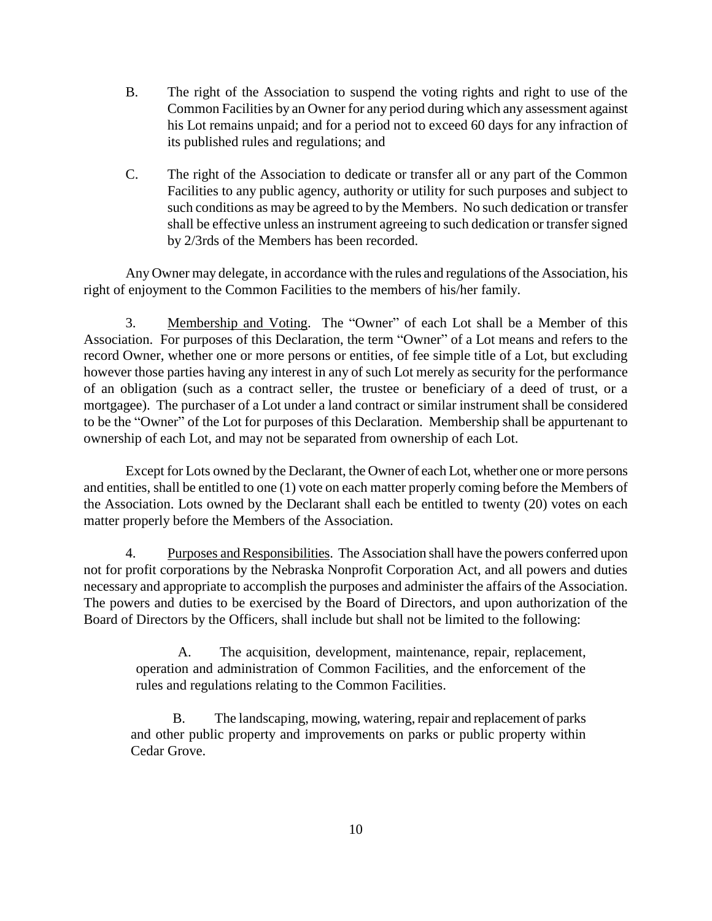B. The right of the Association to suspend the voting rights and right to use of the Common Facilities by an Owner for any period during which any assessment against his Lot remains unpaid; and for a period not to exceed 60 days for any infraction of its published rules and regulations; and

C. The right of the Association to dedicate or transfer all or any part of the Common Facilities to any public agency, authority or utility for such purposes and subject to such conditions as may be agreed to by the Members. No such dedication or transfer shall be effective unless an instrument agreeing to such dedication or transfer signed by 2/3rds of the Members has been recorded.

Any Owner may delegate, in accordance with the rules and regulations of the Association, his right of enjoyment to the Common Facilities to the members of his/her family.

3. Membership and Voting. The "Owner" of each Lot shall be a Member of this Association. For purposes of this Declaration, the term "Owner" of a Lot means and refers to the record Owner, whether one or more persons or entities, of fee simple title of a Lot, but excluding however those parties having any interest in any of such Lot merely as security for the performance of an obligation (such as a contract seller, the trustee or beneficiary of a deed of trust, or a mortgagee). The purchaser of a Lot under a land contract or similar instrument shall be considered to be the "Owner" of the Lot for purposes of this Declaration. Membership shall be appurtenant to ownership of each Lot, and may not be separated from ownership of each Lot.

Except for Lots owned by the Declarant, the Owner of each Lot, whether one or more persons and entities, shall be entitled to one (1) vote on each matter properly coming before the Members of the Association. Lots owned by the Declarant shall each be entitled to twenty (20) votes on each matter properly before the Members of the Association.

4. Purposes and Responsibilities. The Association shall have the powers conferred upon not for profit corporations by the Nebraska Nonprofit Corporation Act, and all powers and duties necessary and appropriate to accomplish the purposes and administer the affairs of the Association. The powers and duties to be exercised by the Board of Directors, and upon authorization of the Board of Directors by the Officers, shall include but shall not be limited to the following:

A. The acquisition, development, maintenance, repair, replacement, operation and administration of Common Facilities, and the enforcement of the rules and regulations relating to the Common Facilities.

B. The landscaping, mowing, watering, repair and replacement of parks and other public property and improvements on parks or public property within Cedar Grove.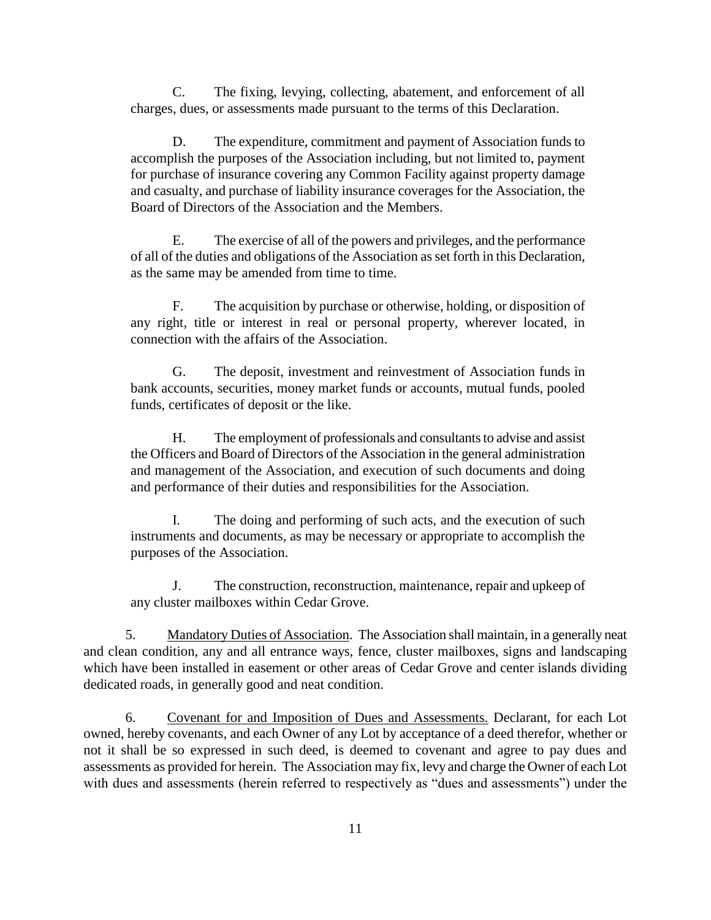C. The fixing, levying, collecting, abatement, and enforcement of all charges, dues, or assessments made pursuant to the terms of this Declaration.

D. The expenditure, commitment and payment of Association funds to accomplish the purposes of the Association including, but not limited to, payment for purchase of insurance covering any Common Facility against property damage and casualty, and purchase of liability insurance coverages for the Association, the Board of Directors of the Association and the Members.

E. The exercise of all of the powers and privileges, and the performance of all of the duties and obligations of the Association as set forth in this Declaration, as the same may be amended from time to time.

F. The acquisition by purchase or otherwise, holding, or disposition of any right, title or interest in real or personal property, wherever located, in connection with the affairs of the Association.

G. The deposit, investment and reinvestment of Association funds in bank accounts, securities, money market funds or accounts, mutual funds, pooled funds, certificates of deposit or the like.

H. The employment of professionals and consultants to advise and assist the Officers and Board of Directors of the Association in the general administration and management of the Association, and execution of such documents and doing and performance of their duties and responsibilities for the Association.

I. The doing and performing of such acts, and the execution of such instruments and documents, as may be necessary or appropriate to accomplish the purposes of the Association.

J. The construction, reconstruction, maintenance, repair and upkeep of any cluster mailboxes within Cedar Grove.

5. Mandatory Duties of Association. The Association shall maintain, in a generally neat and clean condition, any and all entrance ways, fence, cluster mailboxes, signs and landscaping which have been installed in easement or other areas of Cedar Grove and center islands dividing dedicated roads, in generally good and neat condition.

6. Covenant for and Imposition of Dues and Assessments. Declarant, for each Lot owned, hereby covenants, and each Owner of any Lot by acceptance of a deed therefor, whether or not it shall be so expressed in such deed, is deemed to covenant and agree to pay dues and assessments as provided for herein. The Association may fix, levy and charge the Owner of each Lot with dues and assessments (herein referred to respectively as "dues and assessments") under the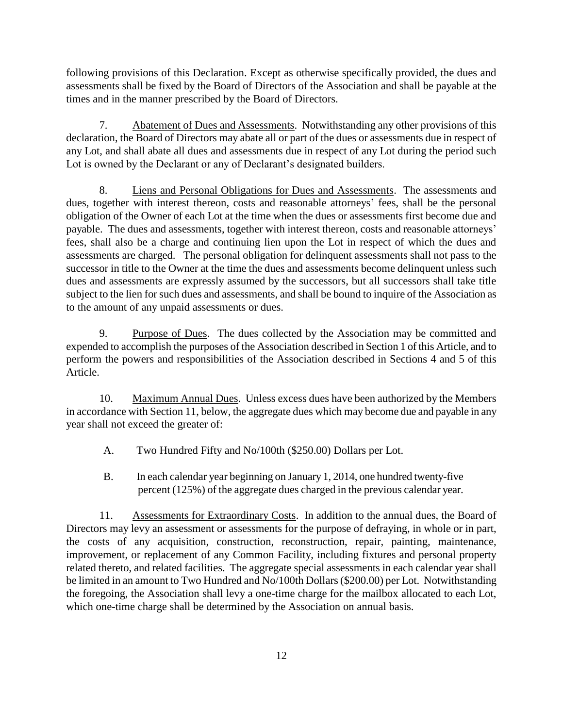following provisions of this Declaration. Except as otherwise specifically provided, the dues and assessments shall be fixed by the Board of Directors of the Association and shall be payable at the times and in the manner prescribed by the Board of Directors.

7. Abatement of Dues and Assessments. Notwithstanding any other provisions of this declaration, the Board of Directors may abate all or part of the dues or assessments due in respect of any Lot, and shall abate all dues and assessments due in respect of any Lot during the period such Lot is owned by the Declarant or any of Declarant's designated builders.

8. Liens and Personal Obligations for Dues and Assessments. The assessments and dues, together with interest thereon, costs and reasonable attorneys' fees, shall be the personal obligation of the Owner of each Lot at the time when the dues or assessments first become due and payable. The dues and assessments, together with interest thereon, costs and reasonable attorneys' fees, shall also be a charge and continuing lien upon the Lot in respect of which the dues and assessments are charged. The personal obligation for delinquent assessments shall not pass to the successor in title to the Owner at the time the dues and assessments become delinquent unless such dues and assessments are expressly assumed by the successors, but all successors shall take title subject to the lien for such dues and assessments, and shall be bound to inquire of the Association as to the amount of any unpaid assessments or dues.

9. Purpose of Dues. The dues collected by the Association may be committed and expended to accomplish the purposes of the Association described in Section 1 of this Article, and to perform the powers and responsibilities of the Association described in Sections 4 and 5 of this Article.

10. Maximum Annual Dues. Unless excess dues have been authorized by the Members in accordance with Section 11, below, the aggregate dues which may become due and payable in any year shall not exceed the greater of:

A. Two Hundred Fifty and No/100th ($250.00) Dollars per Lot.

B. In each calendar year beginning on January 1, 2014, one hundred twenty-five percent (125%) of the aggregate dues charged in the previous calendar year.

11. Assessments for Extraordinary Costs. In addition to the annual dues, the Board of Directors may levy an assessment or assessments for the purpose of defraying, in whole or in part, the costs of any acquisition, construction, reconstruction, repair, painting, maintenance, improvement, or replacement of any Common Facility, including fixtures and personal property related thereto, and related facilities. The aggregate special assessments in each calendar year shall be limited in an amount to Two Hundred and No/100th Dollars ($200.00) per Lot. Notwithstanding the foregoing, the Association shall levy a one-time charge for the mailbox allocated to each Lot, which one-time charge shall be determined by the Association on annual basis.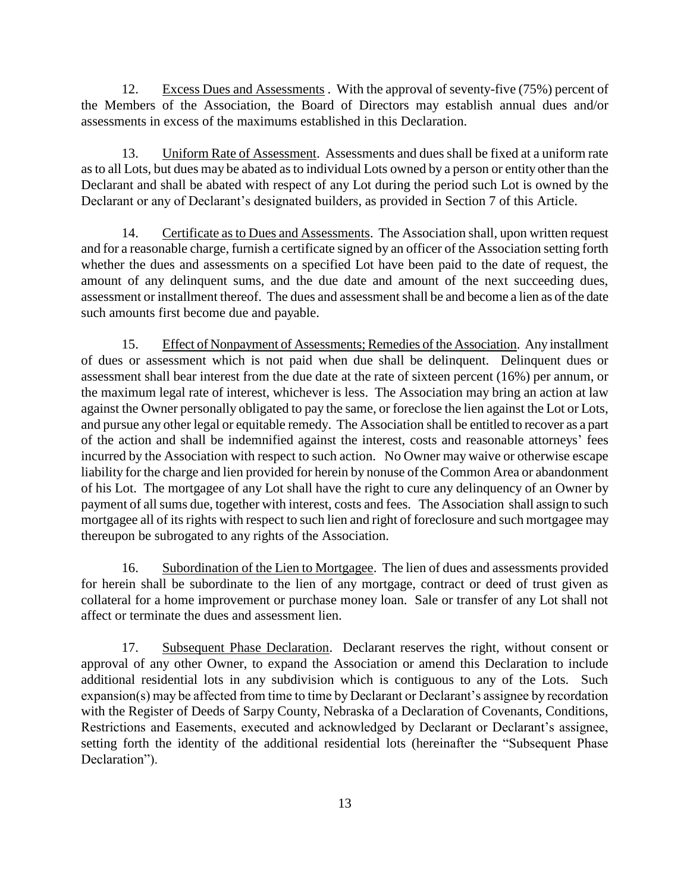12. Excess Dues and Assessments . With the approval of seventy-five (75%) percent of the Members of the Association, the Board of Directors may establish annual dues and/or assessments in excess of the maximums established in this Declaration.

13. Uniform Rate of Assessment. Assessments and dues shall be fixed at a uniform rate as to all Lots, but dues may be abated as to individual Lots owned by a person or entity other than the Declarant and shall be abated with respect of any Lot during the period such Lot is owned by the Declarant or any of Declarant's designated builders, as provided in Section 7 of this Article.

14. Certificate as to Dues and Assessments. The Association shall, upon written request and for a reasonable charge, furnish a certificate signed by an officer of the Association setting forth whether the dues and assessments on a specified Lot have been paid to the date of request, the amount of any delinquent sums, and the due date and amount of the next succeeding dues, assessment or installment thereof. The dues and assessment shall be and become a lien as of the date such amounts first become due and payable.

15. Effect of Nonpayment of Assessments; Remedies of the Association. Any installment of dues or assessment which is not paid when due shall be delinquent. Delinquent dues or assessment shall bear interest from the due date at the rate of sixteen percent (16%) per annum, or the maximum legal rate of interest, whichever is less. The Association may bring an action at law against the Owner personally obligated to pay the same, or foreclose the lien against the Lot or Lots, and pursue any other legal or equitable remedy. The Association shall be entitled to recover as a part of the action and shall be indemnified against the interest, costs and reasonable attorneys' fees incurred by the Association with respect to such action. No Owner may waive or otherwise escape liability for the charge and lien provided for herein by nonuse of the Common Area or abandonment of his Lot. The mortgagee of any Lot shall have the right to cure any delinquency of an Owner by payment of all sums due, together with interest, costs and fees. The Association shall assign to such mortgagee all of its rights with respect to such lien and right of foreclosure and such mortgagee may thereupon be subrogated to any rights of the Association.

16. Subordination of the Lien to Mortgagee. The lien of dues and assessments provided for herein shall be subordinate to the lien of any mortgage, contract or deed of trust given as collateral for a home improvement or purchase money loan. Sale or transfer of any Lot shall not affect or terminate the dues and assessment lien.

17. Subsequent Phase Declaration. Declarant reserves the right, without consent or approval of any other Owner, to expand the Association or amend this Declaration to include additional residential lots in any subdivision which is contiguous to any of the Lots. Such expansion(s) may be affected from time to time by Declarant or Declarant's assignee by recordation with the Register of Deeds of Sarpy County, Nebraska of a Declaration of Covenants, Conditions, Restrictions and Easements, executed and acknowledged by Declarant or Declarant's assignee, setting forth the identity of the additional residential lots (hereinafter the "Subsequent Phase Declaration").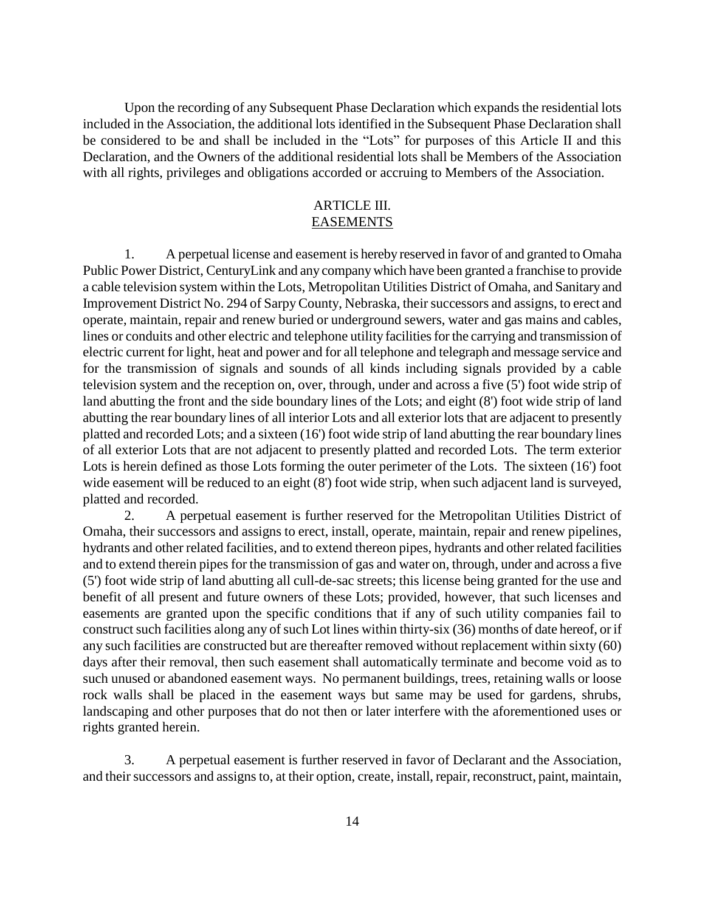Upon the recording of any Subsequent Phase Declaration which expands the residential lots included in the Association, the additional lots identified in the Subsequent Phase Declaration shall be considered to be and shall be included in the "Lots" for purposes of this Article II and this Declaration, and the Owners of the additional residential lots shall be Members of the Association with all rights, privileges and obligations accorded or accruing to Members of the Association.

## ARTICLE III.
## EASEMENTS

1. A perpetual license and easement is hereby reserved in favor of and granted to Omaha Public Power District, CenturyLink and any company which have been granted a franchise to provide a cable television system within the Lots, Metropolitan Utilities District of Omaha, and Sanitary and Improvement District No. 294 of Sarpy County, Nebraska, their successors and assigns, to erect and operate, maintain, repair and renew buried or underground sewers, water and gas mains and cables, lines or conduits and other electric and telephone utility facilities for the carrying and transmission of electric current for light, heat and power and for all telephone and telegraph and message service and for the transmission of signals and sounds of all kinds including signals provided by a cable television system and the reception on, over, through, under and across a five (5') foot wide strip of land abutting the front and the side boundary lines of the Lots; and eight (8') foot wide strip of land abutting the rear boundary lines of all interior Lots and all exterior lots that are adjacent to presently platted and recorded Lots; and a sixteen (16') foot wide strip of land abutting the rear boundary lines of all exterior Lots that are not adjacent to presently platted and recorded Lots. The term exterior Lots is herein defined as those Lots forming the outer perimeter of the Lots. The sixteen (16') foot wide easement will be reduced to an eight (8') foot wide strip, when such adjacent land is surveyed, platted and recorded.

2. A perpetual easement is further reserved for the Metropolitan Utilities District of Omaha, their successors and assigns to erect, install, operate, maintain, repair and renew pipelines, hydrants and other related facilities, and to extend thereon pipes, hydrants and other related facilities and to extend therein pipes for the transmission of gas and water on, through, under and across a five (5') foot wide strip of land abutting all cull-de-sac streets; this license being granted for the use and benefit of all present and future owners of these Lots; provided, however, that such licenses and easements are granted upon the specific conditions that if any of such utility companies fail to construct such facilities along any of such Lot lines within thirty-six (36) months of date hereof, or if any such facilities are constructed but are thereafter removed without replacement within sixty (60) days after their removal, then such easement shall automatically terminate and become void as to such unused or abandoned easement ways. No permanent buildings, trees, retaining walls or loose rock walls shall be placed in the easement ways but same may be used for gardens, shrubs, landscaping and other purposes that do not then or later interfere with the aforementioned uses or rights granted herein.

3. A perpetual easement is further reserved in favor of Declarant and the Association, and their successors and assigns to, at their option, create, install, repair, reconstruct, paint, maintain,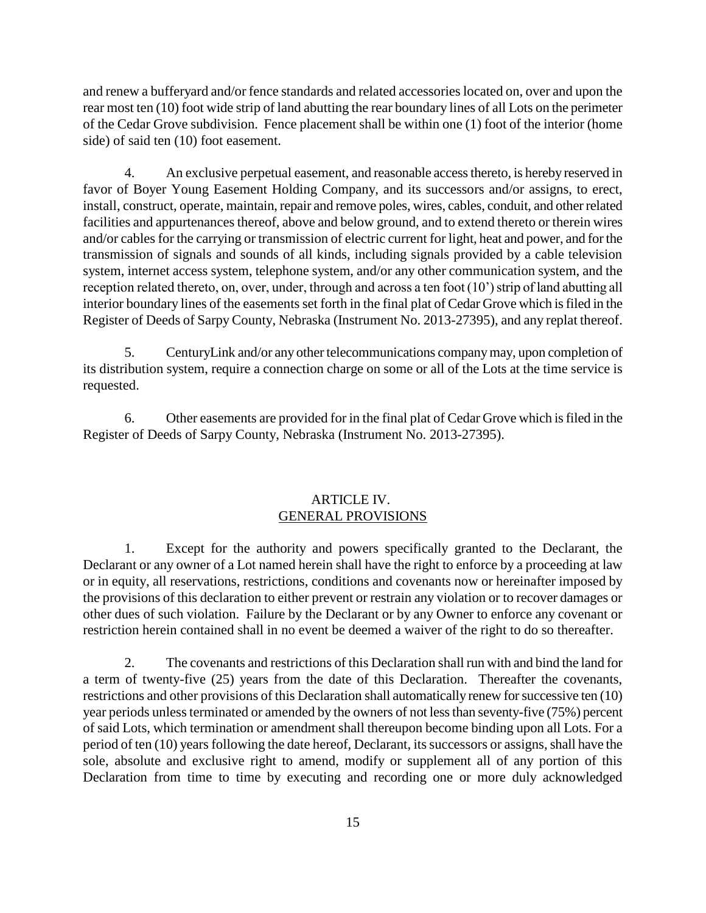and renew a bufferyard and/or fence standards and related accessories located on, over and upon the rear most ten (10) foot wide strip of land abutting the rear boundary lines of all Lots on the perimeter of the Cedar Grove subdivision. Fence placement shall be within one (1) foot of the interior (home side) of said ten (10) foot easement.

4. An exclusive perpetual easement, and reasonable access thereto, is hereby reserved in favor of Boyer Young Easement Holding Company, and its successors and/or assigns, to erect, install, construct, operate, maintain, repair and remove poles, wires, cables, conduit, and other related facilities and appurtenances thereof, above and below ground, and to extend thereto or therein wires and/or cables for the carrying or transmission of electric current for light, heat and power, and for the transmission of signals and sounds of all kinds, including signals provided by a cable television system, internet access system, telephone system, and/or any other communication system, and the reception related thereto, on, over, under, through and across a ten foot (10') strip of land abutting all interior boundary lines of the easements set forth in the final plat of Cedar Grove which is filed in the Register of Deeds of Sarpy County, Nebraska (Instrument No. 2013-27395), and any replat thereof.

5. CenturyLink and/or any other telecommunications company may, upon completion of its distribution system, require a connection charge on some or all of the Lots at the time service is requested.

6. Other easements are provided for in the final plat of Cedar Grove which is filed in the Register of Deeds of Sarpy County, Nebraska (Instrument No. 2013-27395).

## ARTICLE IV.
## GENERAL PROVISIONS

1. Except for the authority and powers specifically granted to the Declarant, the Declarant or any owner of a Lot named herein shall have the right to enforce by a proceeding at law or in equity, all reservations, restrictions, conditions and covenants now or hereinafter imposed by the provisions of this declaration to either prevent or restrain any violation or to recover damages or other dues of such violation. Failure by the Declarant or by any Owner to enforce any covenant or restriction herein contained shall in no event be deemed a waiver of the right to do so thereafter.

2. The covenants and restrictions of this Declaration shall run with and bind the land for a term of twenty-five (25) years from the date of this Declaration. Thereafter the covenants, restrictions and other provisions of this Declaration shall automatically renew for successive ten (10) year periods unless terminated or amended by the owners of not less than seventy-five (75%) percent of said Lots, which termination or amendment shall thereupon become binding upon all Lots. For a period of ten (10) years following the date hereof, Declarant, its successors or assigns, shall have the sole, absolute and exclusive right to amend, modify or supplement all of any portion of this Declaration from time to time by executing and recording one or more duly acknowledged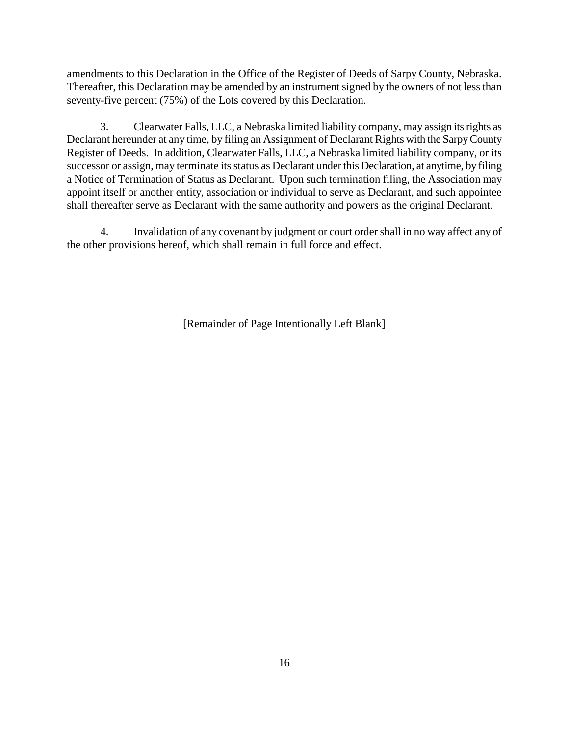amendments to this Declaration in the Office of the Register of Deeds of Sarpy County, Nebraska. Thereafter, this Declaration may be amended by an instrument signed by the owners of not less than seventy-five percent (75%) of the Lots covered by this Declaration.

3. Clearwater Falls, LLC, a Nebraska limited liability company, may assign its rights as Declarant hereunder at any time, by filing an Assignment of Declarant Rights with the Sarpy County Register of Deeds. In addition, Clearwater Falls, LLC, a Nebraska limited liability company, or its successor or assign, may terminate its status as Declarant under this Declaration, at anytime, by filing a Notice of Termination of Status as Declarant. Upon such termination filing, the Association may appoint itself or another entity, association or individual to serve as Declarant, and such appointee shall thereafter serve as Declarant with the same authority and powers as the original Declarant.

4. Invalidation of any covenant by judgment or court order shall in no way affect any of the other provisions hereof, which shall remain in full force and effect.

[Remainder of Page Intentionally Left Blank]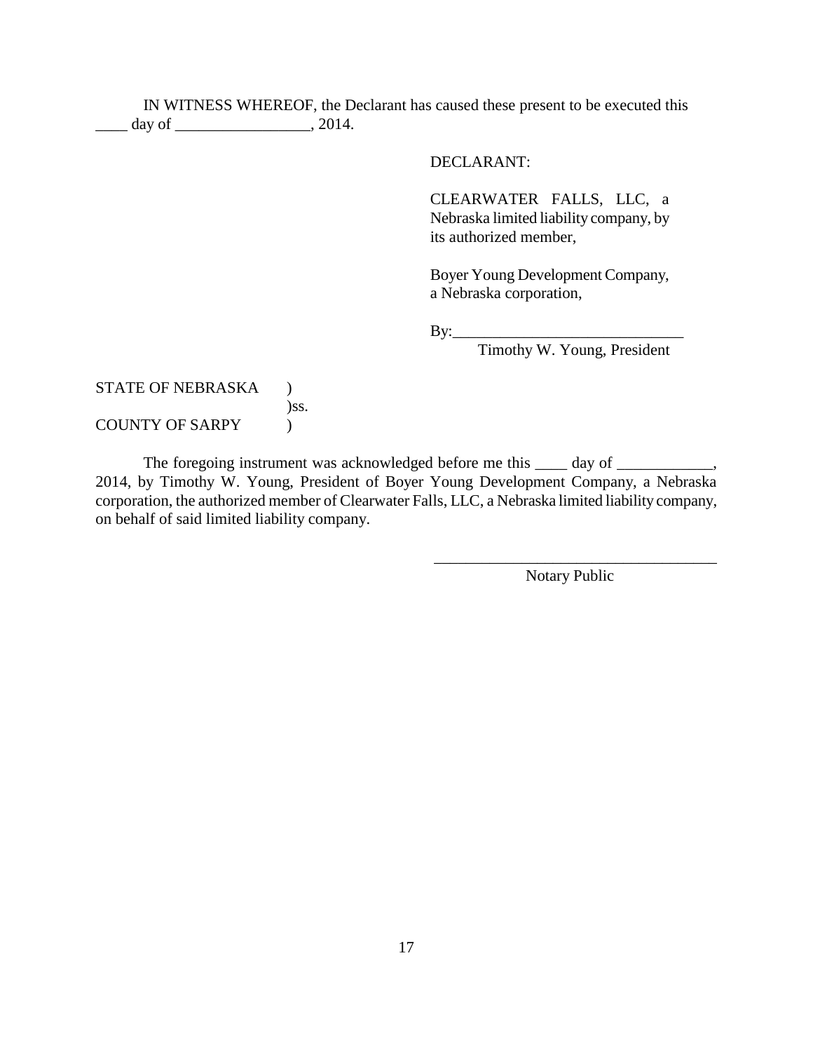IN WITNESS WHEREOF, the Declarant has caused these present to be executed this ____ day of _________________, 2014.

DECLARANT:

CLEARWATER FALLS, LLC, a Nebraska limited liability company, by its authorized member,

Boyer Young Development Company, a Nebraska corporation,

By:_____________________________
Timothy W. Young, President

STATE OF NEBRASKA )
)ss.
COUNTY OF SARPY )

The foregoing instrument was acknowledged before me this ____ day of ____________, 2014, by Timothy W. Young, President of Boyer Young Development Company, a Nebraska corporation, the authorized member of Clearwater Falls, LLC, a Nebraska limited liability company, on behalf of said limited liability company.

____________________________________
Notary Public